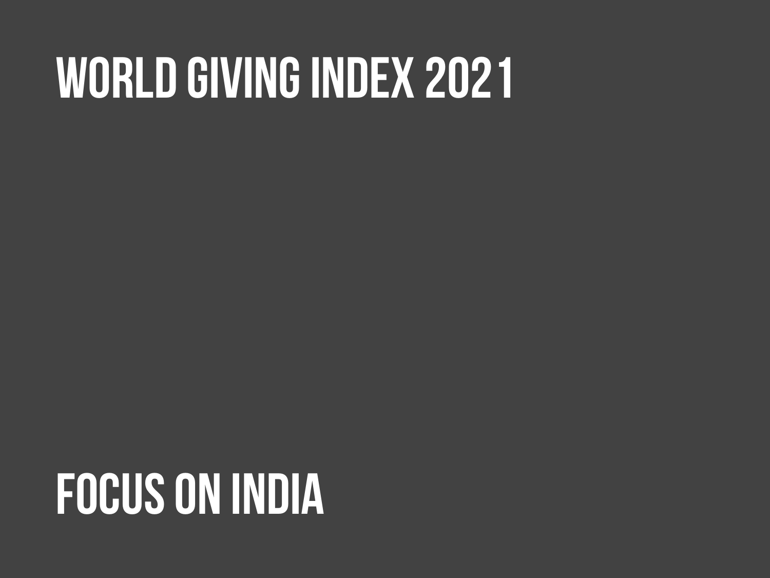# WORLD GIVING INDEX 2021

## FOCUS ON INDIA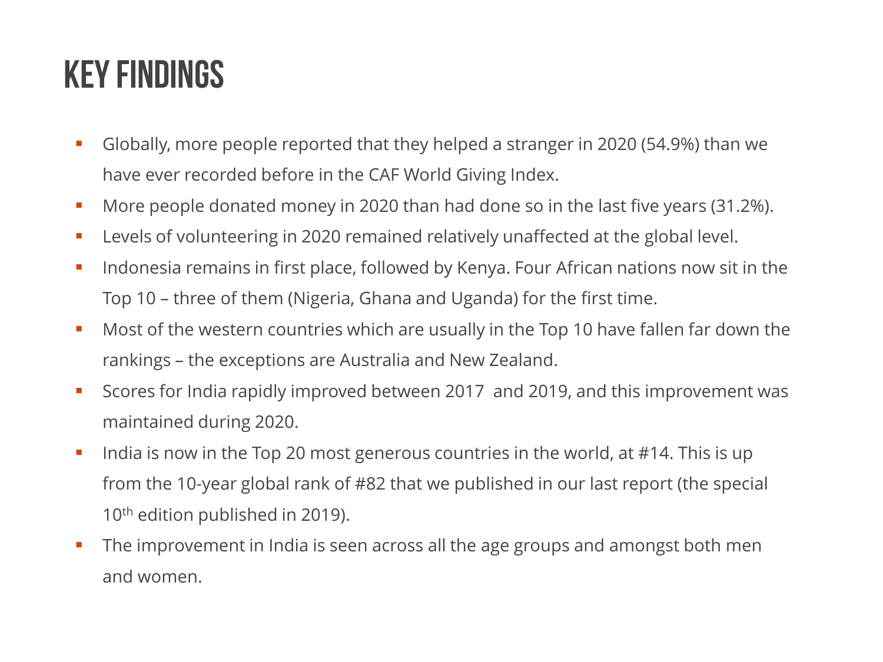# KEY FINDINGS

- Globally, more people reported that they helped a stranger in 2020 (54.9%) than we have ever recorded before in the CAF World Giving Index.
- More people donated money in 2020 than had done so in the last five years (31.2%).
- Levels of volunteering in 2020 remained relatively unaffected at the global level.
- Indonesia remains in first place, followed by Kenya. Four African nations now sit in the Top 10 – three of them (Nigeria, Ghana and Uganda) for the first time.
- Most of the western countries which are usually in the Top 10 have fallen far down the rankings – the exceptions are Australia and New Zealand.
- Scores for India rapidly improved between 2017 and 2019, and this improvement was maintained during 2020.
- India is now in the Top 20 most generous countries in the world, at #14. This is up from the 10-year global rank of #82 that we published in our last report (the special 10th edition published in 2019).
- The improvement in India is seen across all the age groups and amongst both men and women.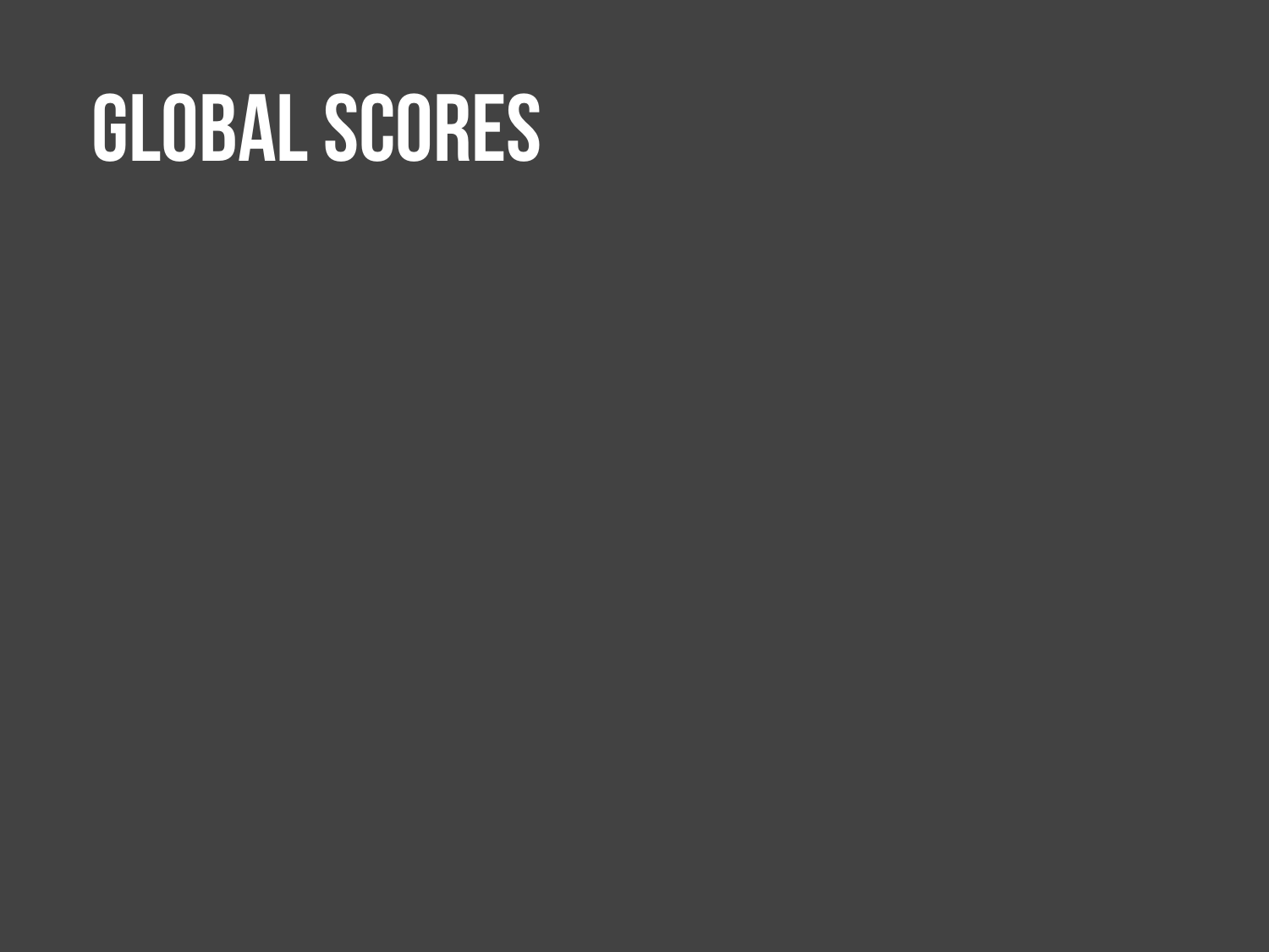# GLOBAL SCORES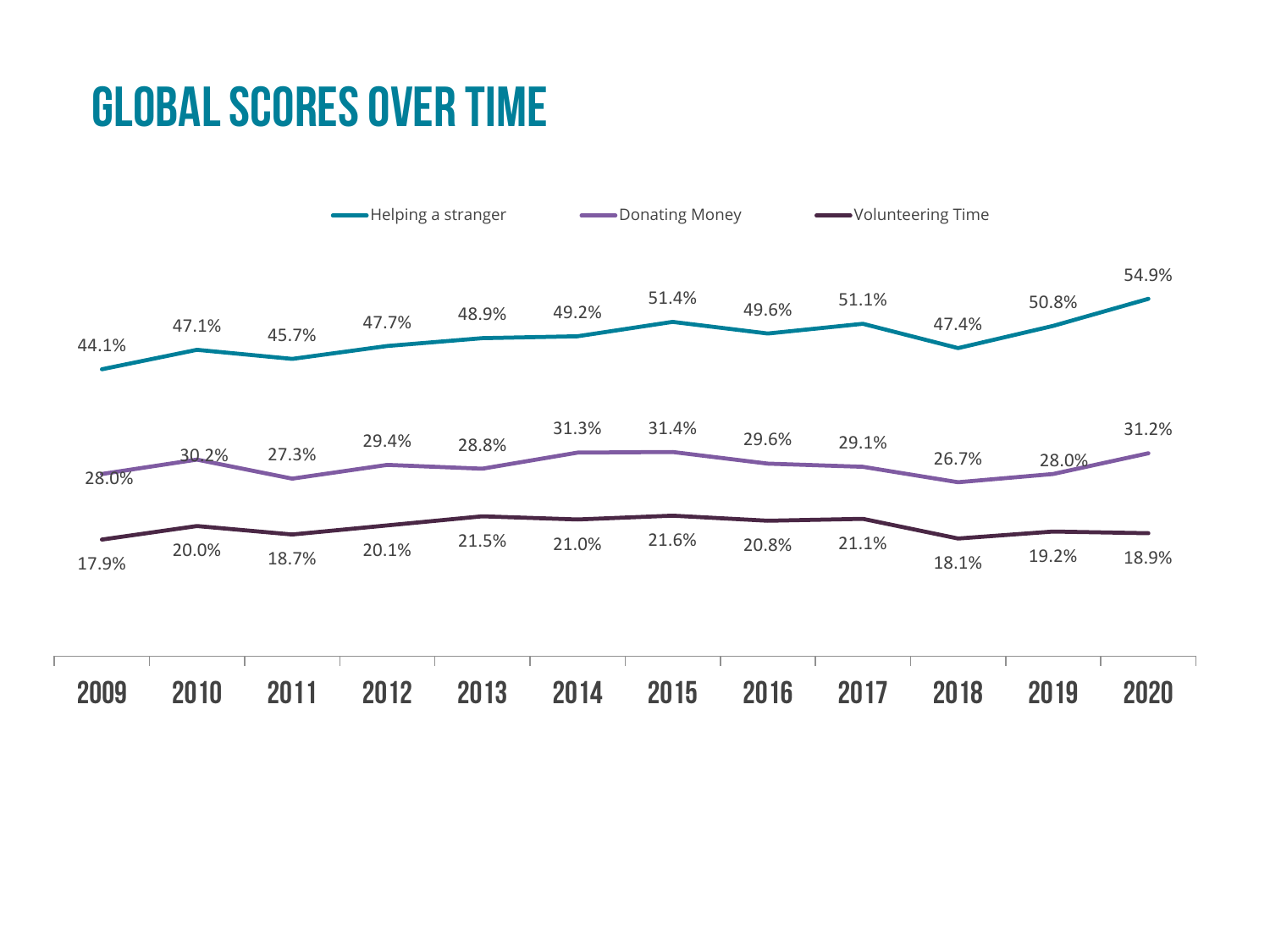# GLOBAL SCORES OVER TIME

| Year | Helping a stranger | Donating Money | Volunteering Time |
|---|---|---|---|
| 2009 | 44.1% | 28.0% | 17.9% |
| 2010 | 47.1% | 30.2% | 20.0% |
| 2011 | 45.7% | 27.3% | 18.7% |
| 2012 | 47.7% | 29.4% | 20.1% |
| 2013 | 48.9% | 28.8% | 21.5% |
| 2014 | 49.2% | 31.3% | 21.0% |
| 2015 | 51.4% | 31.4% | 21.6% |
| 2016 | 49.6% | 29.6% | 20.8% |
| 2017 | 51.1% | 29.1% | 21.1% |
| 2018 | 47.4% | 26.7% | 18.1% |
| 2019 | 50.8% | 28.0% | 19.2% |
| 2020 | 54.9% | 31.2% | 18.9% |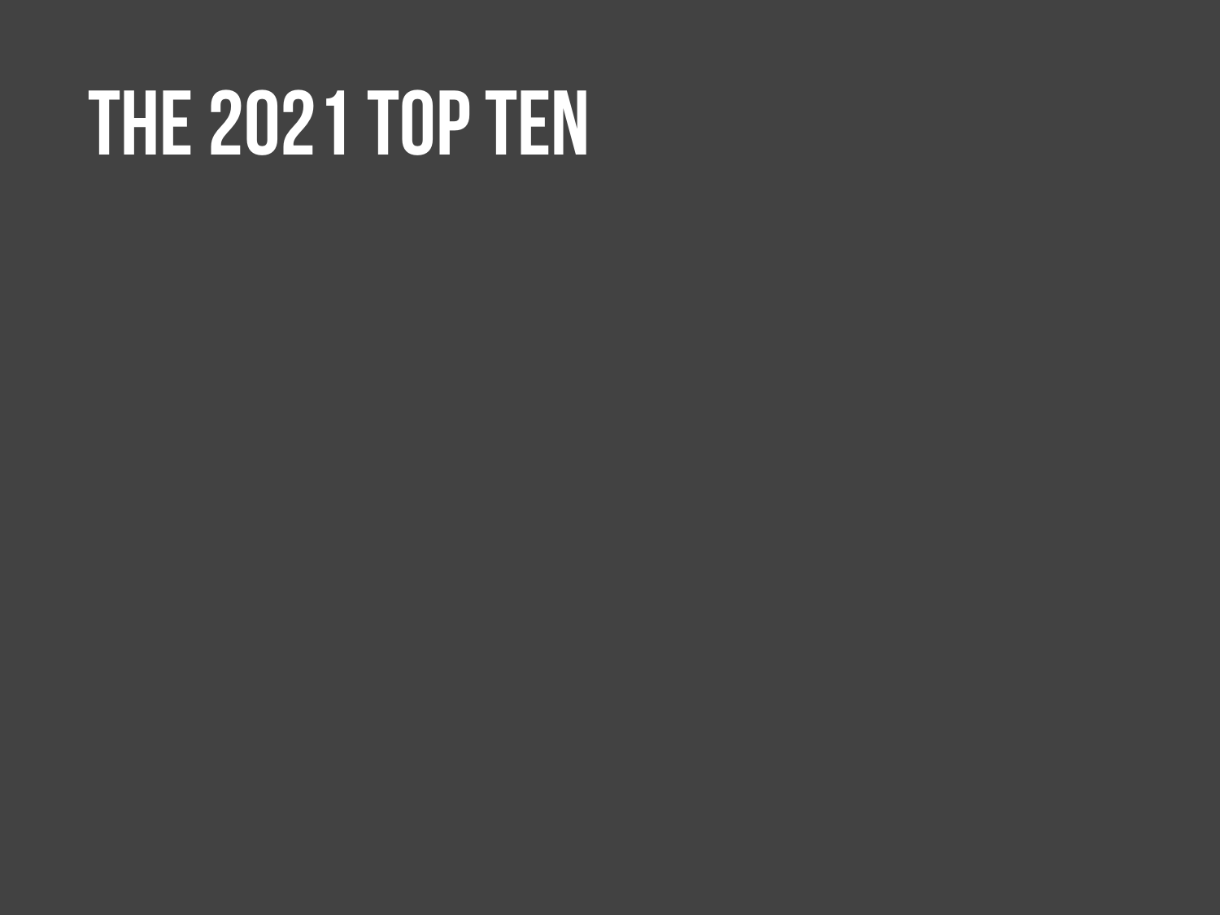# THE 2021 TOP TEN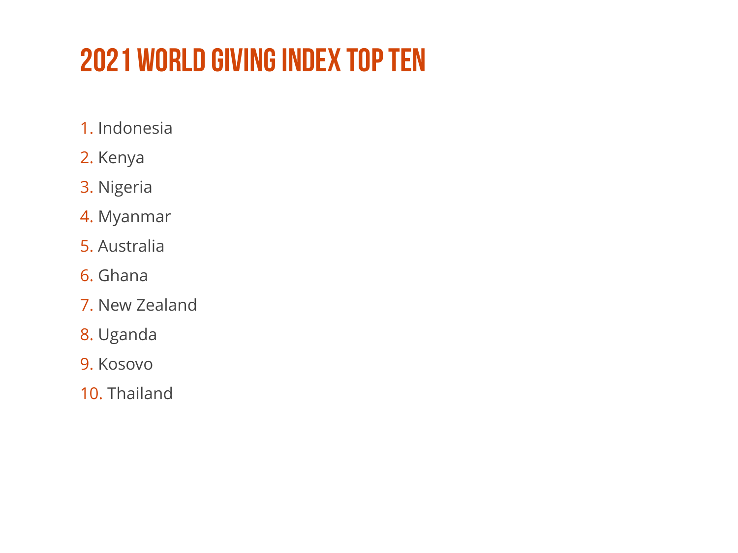# 2021 WORLD GIVING INDEX TOP TEN

1. Indonesia
2. Kenya
3. Nigeria
4. Myanmar
5. Australia
6. Ghana
7. New Zealand
8. Uganda
9. Kosovo
10. Thailand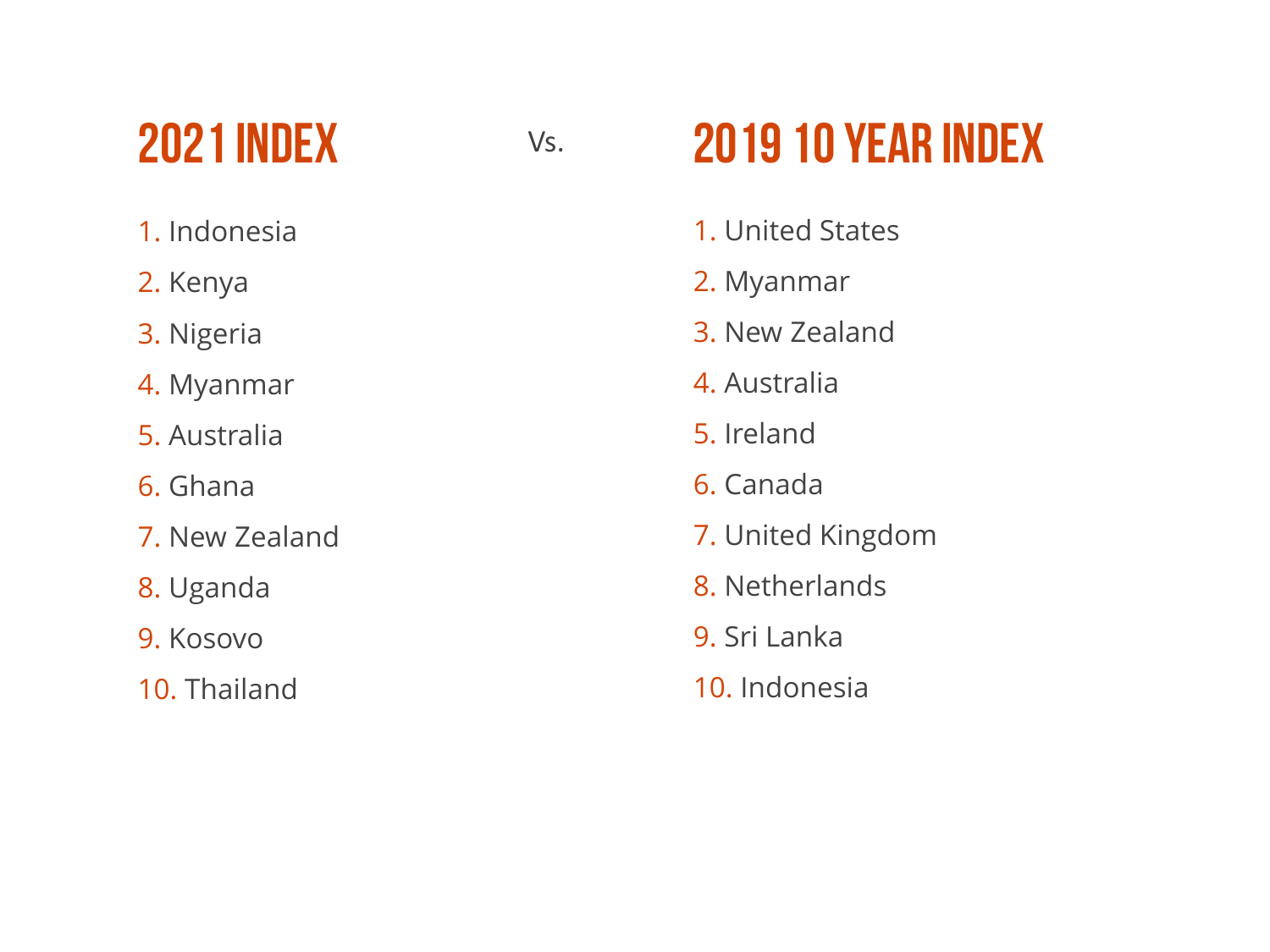## 2021 INDEX

Vs.

## 2019 10 YEAR INDEX

**2021 Index**

1. Indonesia
2. Kenya
3. Nigeria
4. Myanmar
5. Australia
6. Ghana
7. New Zealand
8. Uganda
9. Kosovo
10. Thailand

**2019 10 Year Index**

1. United States
2. Myanmar
3. New Zealand
4. Australia
5. Ireland
6. Canada
7. United Kingdom
8. Netherlands
9. Sri Lanka
10. Indonesia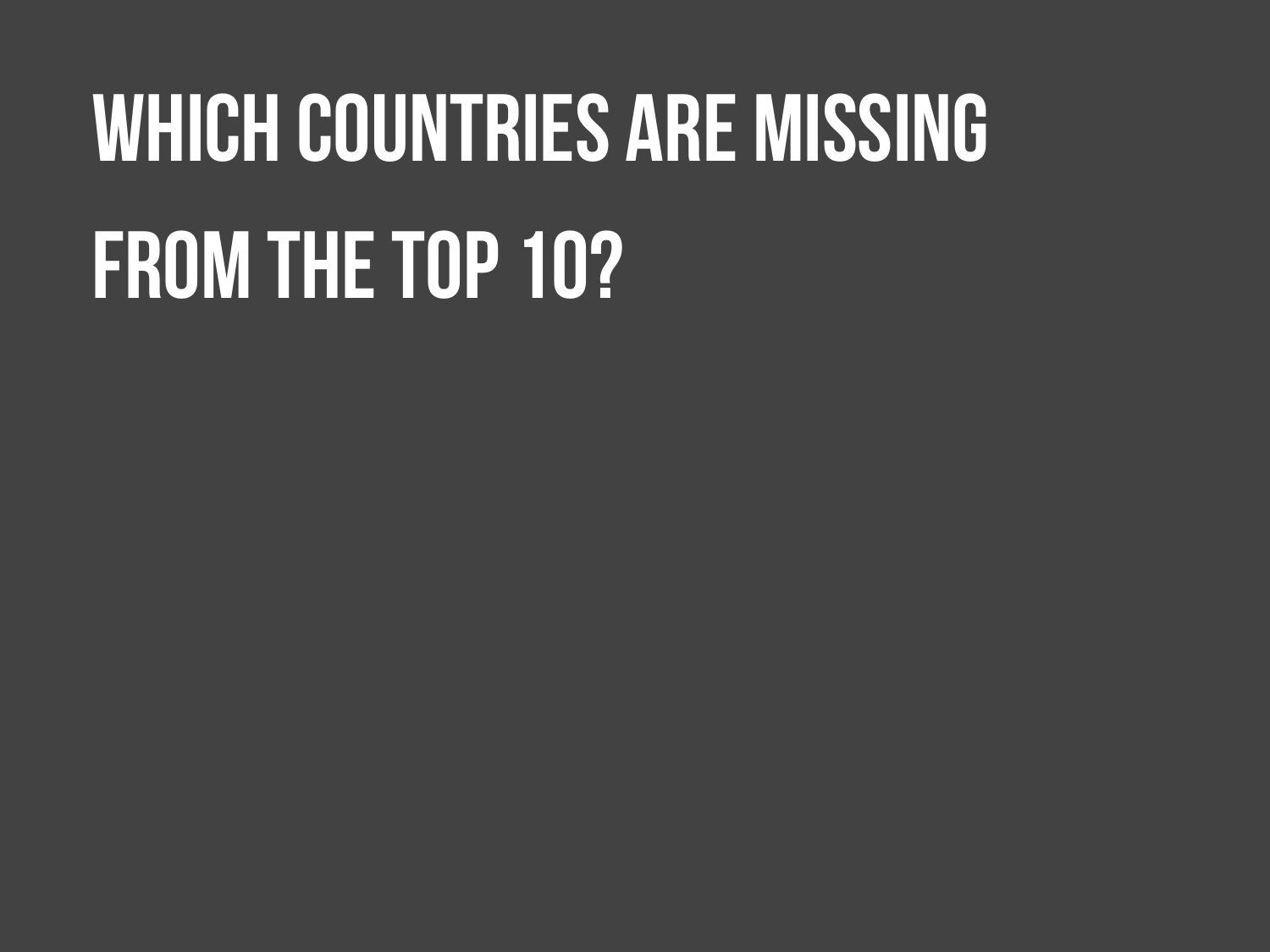# WHICH COUNTRIES ARE MISSING FROM THE TOP 10?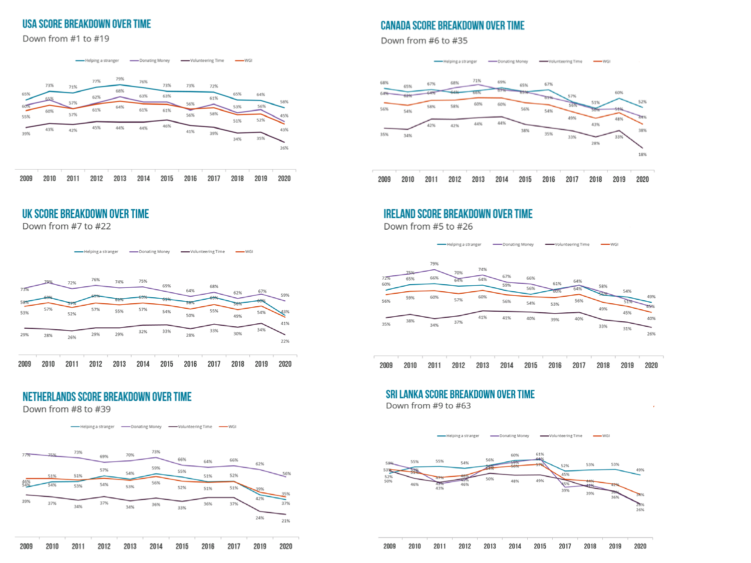## USA SCORE BREAKDOWN OVER TIME

Down from #1 to #19

## CANADA SCORE BREAKDOWN OVER TIME

Down from #6 to #35

## UK SCORE BREAKDOWN OVER TIME

Down from #7 to #22

## IRELAND SCORE BREAKDOWN OVER TIME

Down from #5 to #26

## NETHERLANDS SCORE BREAKDOWN OVER TIME

Down from #8 to #39

## SRI LANKA SCORE BREAKDOWN OVER TIME

Down from #9 to #63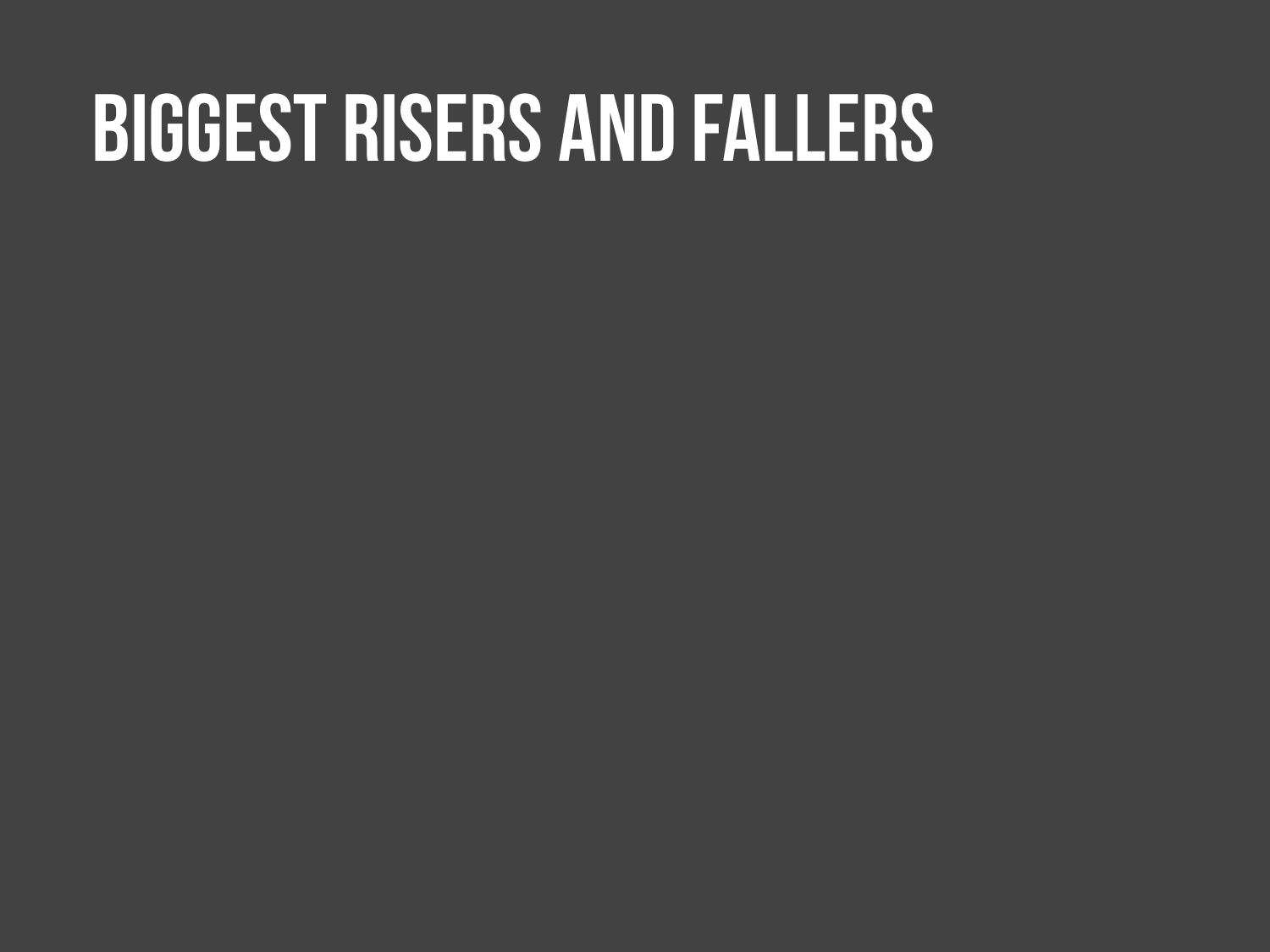# BIGGEST RISERS AND FALLERS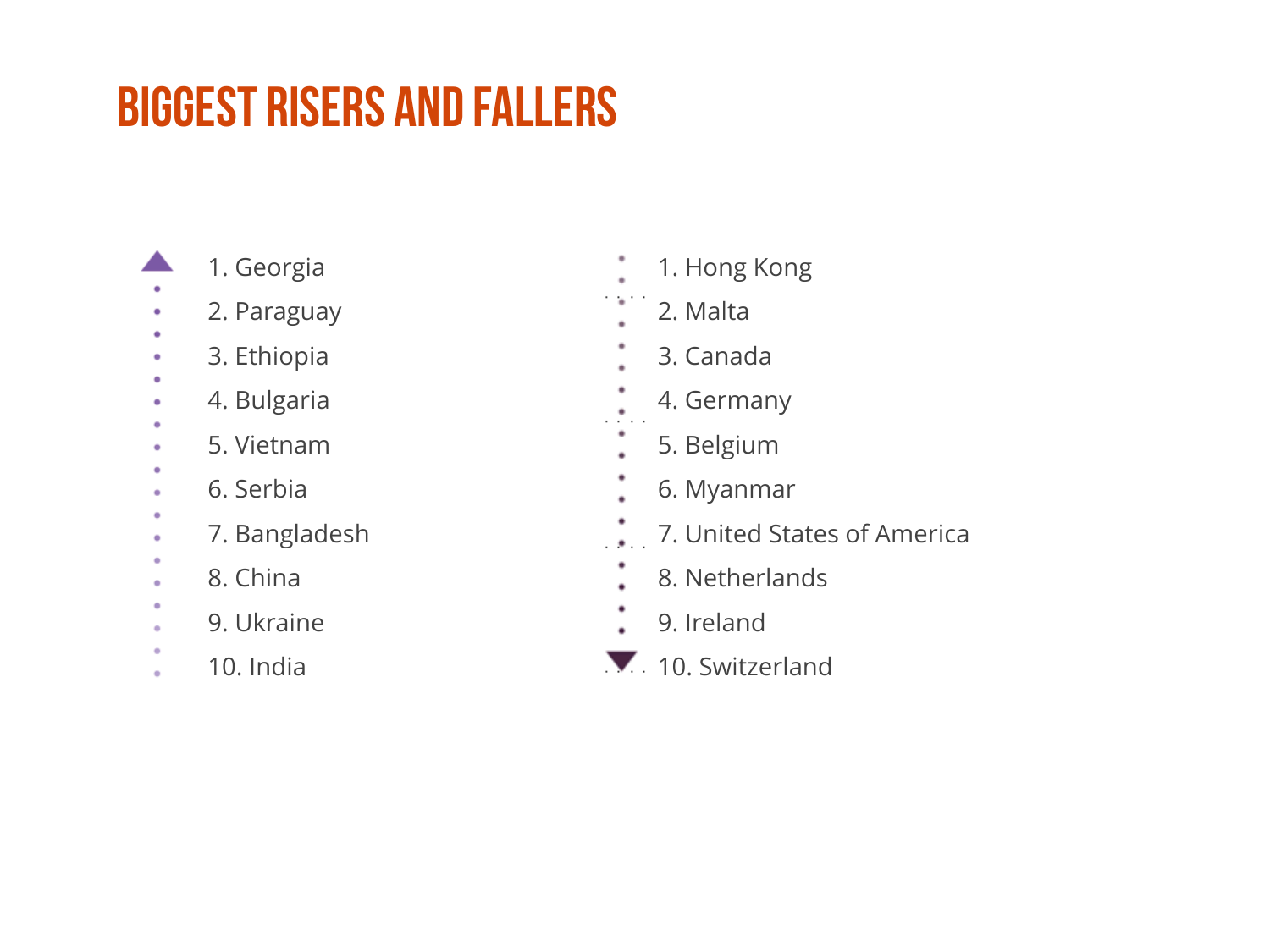# BIGGEST RISERS AND FALLERS

1. Georgia
2. Paraguay
3. Ethiopia
4. Bulgaria
5. Vietnam
6. Serbia
7. Bangladesh
8. China
9. Ukraine
10. India

1. Hong Kong
2. Malta
3. Canada
4. Germany
5. Belgium
6. Myanmar
7. United States of America
8. Netherlands
9. Ireland
10. Switzerland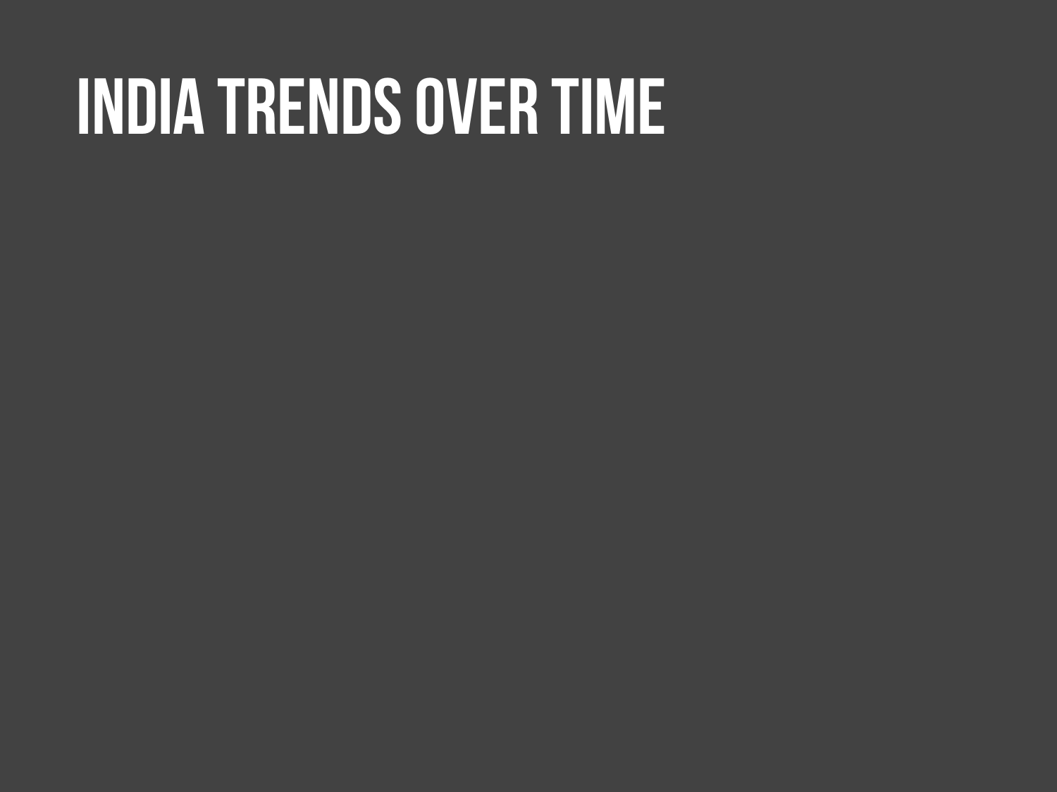# INDIA TRENDS OVER TIME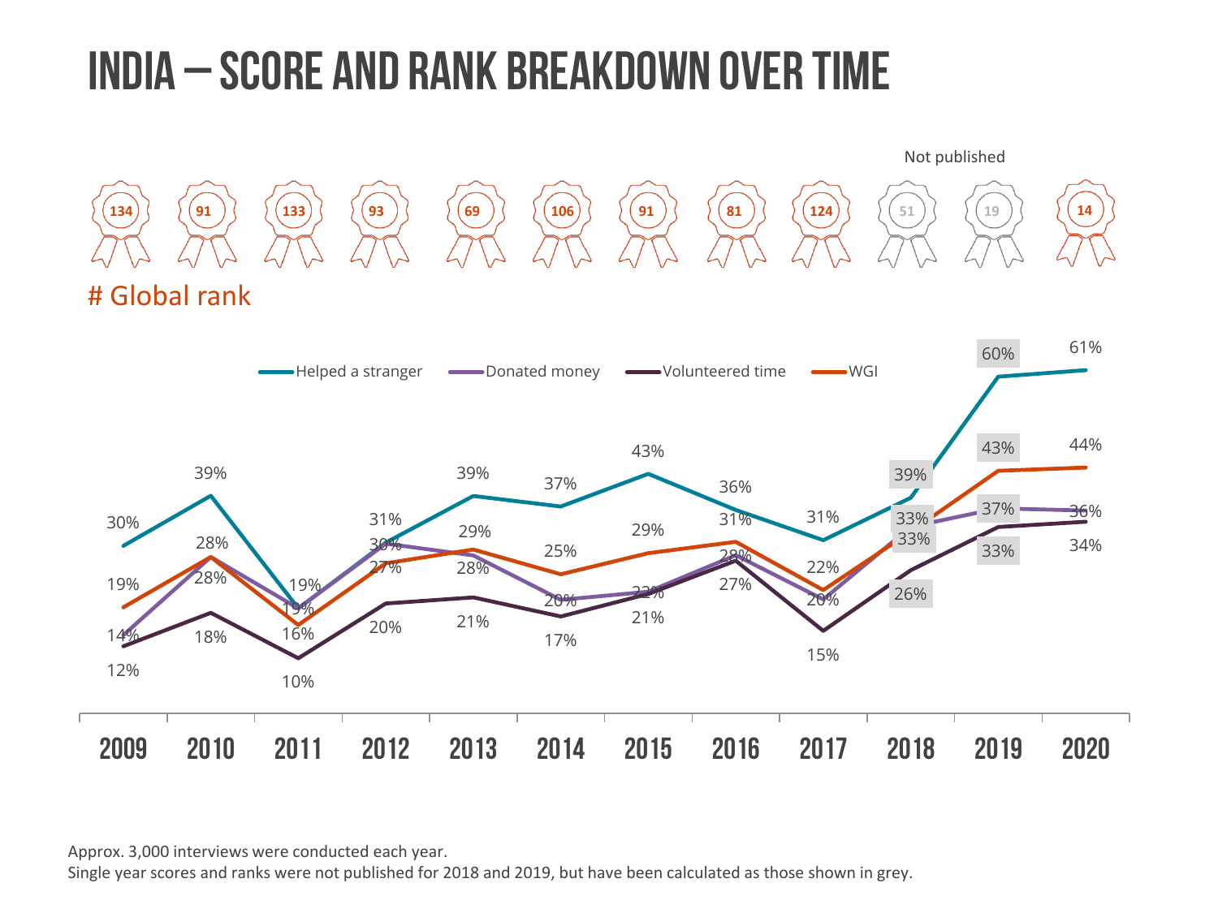# INDIA – SCORE AND RANK BREAKDOWN OVER TIME

| | 2009 | 2010 | 2011 | 2012 | 2013 | 2014 | 2015 | 2016 | 2017 | 2018 | 2019 | 2020 |
|---|---|---|---|---|---|---|---|---|---|---|---|---|
| # Global rank | 134 | 91 | 133 | 93 | 69 | 106 | 91 | 81 | 124 | 51 (Not published) | 19 (Not published) | 14 |
| Helped a stranger | 30% | 39% | 19% | 31% | 39% | 37% | 43% | 36% | 31% | 39% | 60% | 61% |
| Donated money | 14% | 28% | 19% | 30% | 28% | 20% | 22% | 28% | 20% | 33% | 37% | 36% |
| Volunteered time | 12% | 18% | 10% | 20% | 21% | 17% | 21% | 27% | 15% | 26% | 33% | 34% |
| WGI | 19% | 28% | 16% | 27% | 29% | 25% | 29% | 31% | 22% | 33% | 43% | 44% |

Approx. 3,000 interviews were conducted each year.

Single year scores and ranks were not published for 2018 and 2019, but have been calculated as those shown in grey.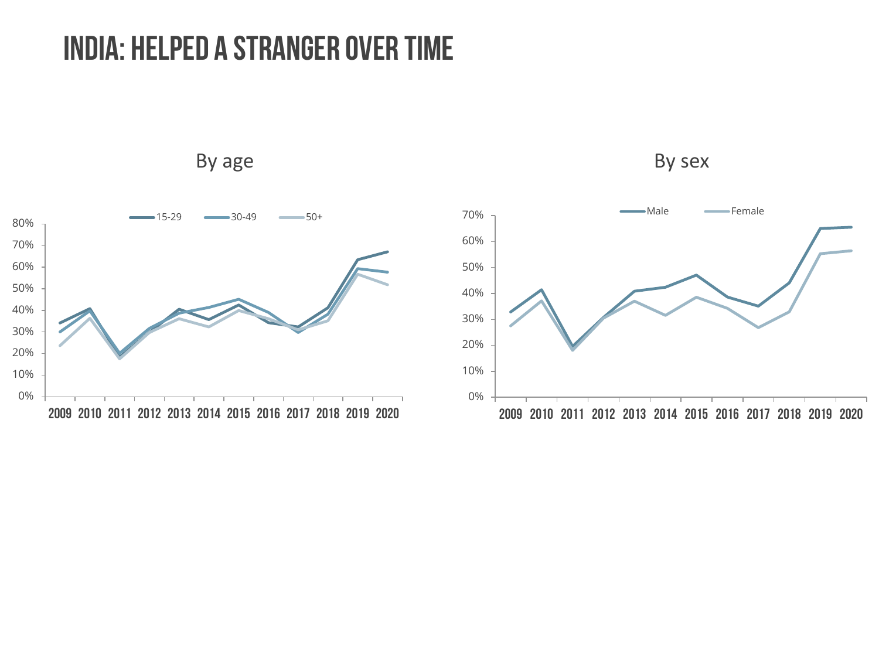# INDIA: HELPED A STRANGER OVER TIME

By age

By sex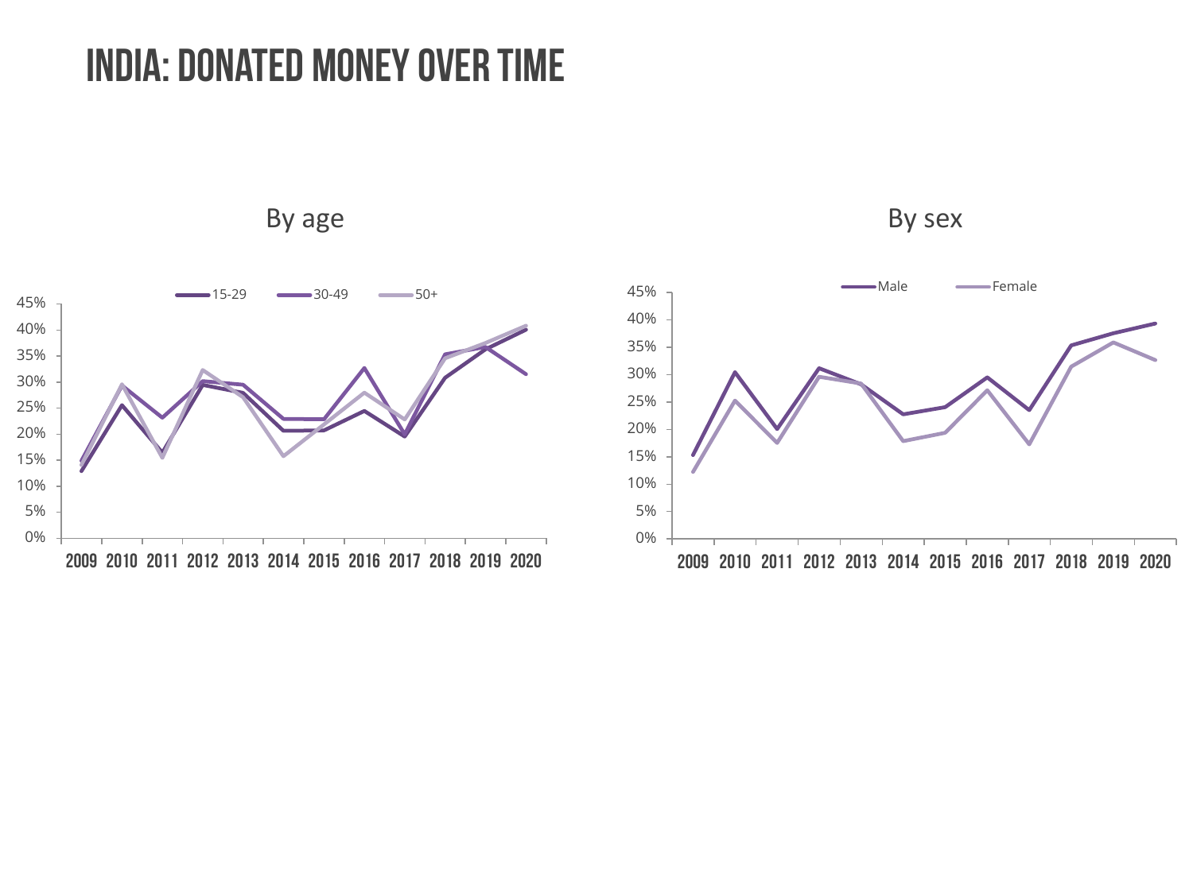# INDIA: DONATED MONEY OVER TIME

By age

By sex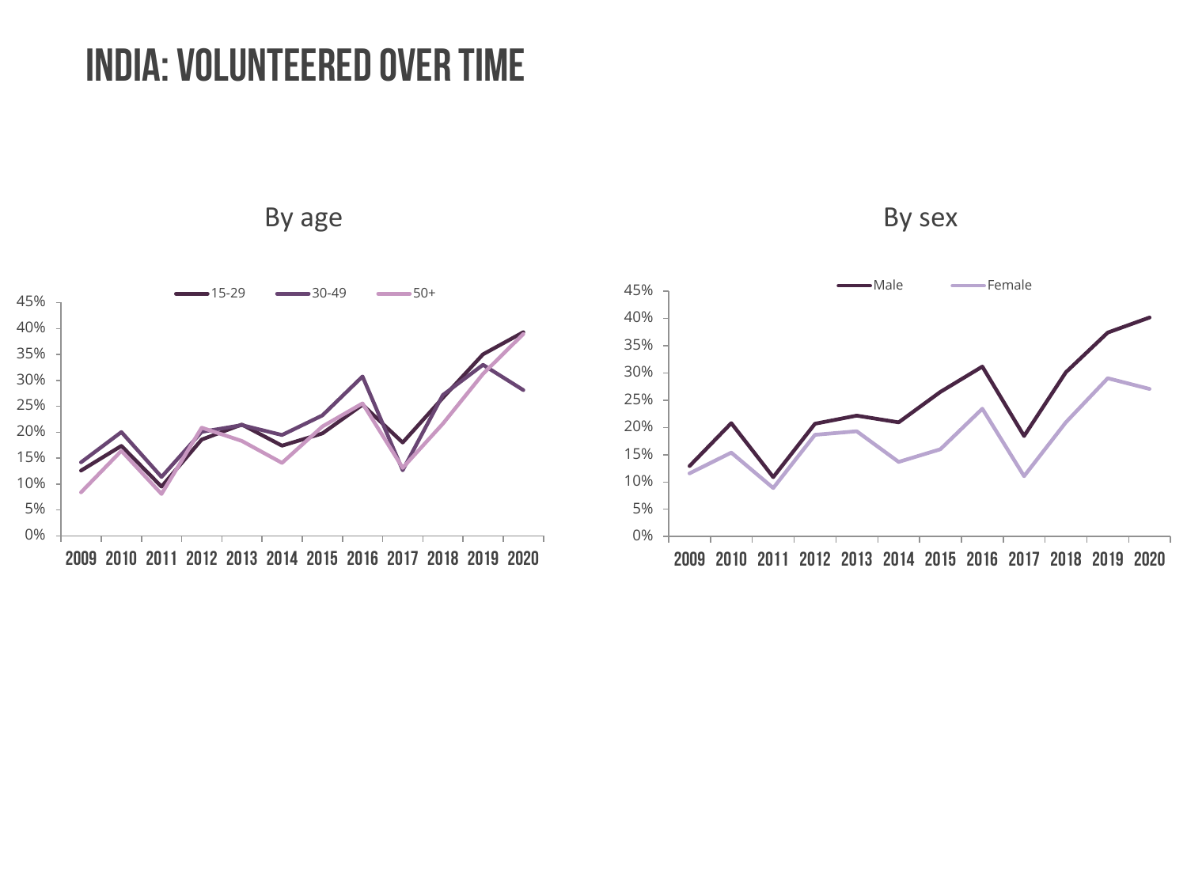# INDIA: VOLUNTEERED OVER TIME

By age

15-29 | 30-49 | 50+

45%
40%
35%
30%
25%
20%
15%
10%
5%
0%

2009 2010 2011 2012 2013 2014 2015 2016 2017 2018 2019 2020

By sex

Male | Female

45%
40%
35%
30%
25%
20%
15%
10%
5%
0%

2009 2010 2011 2012 2013 2014 2015 2016 2017 2018 2019 2020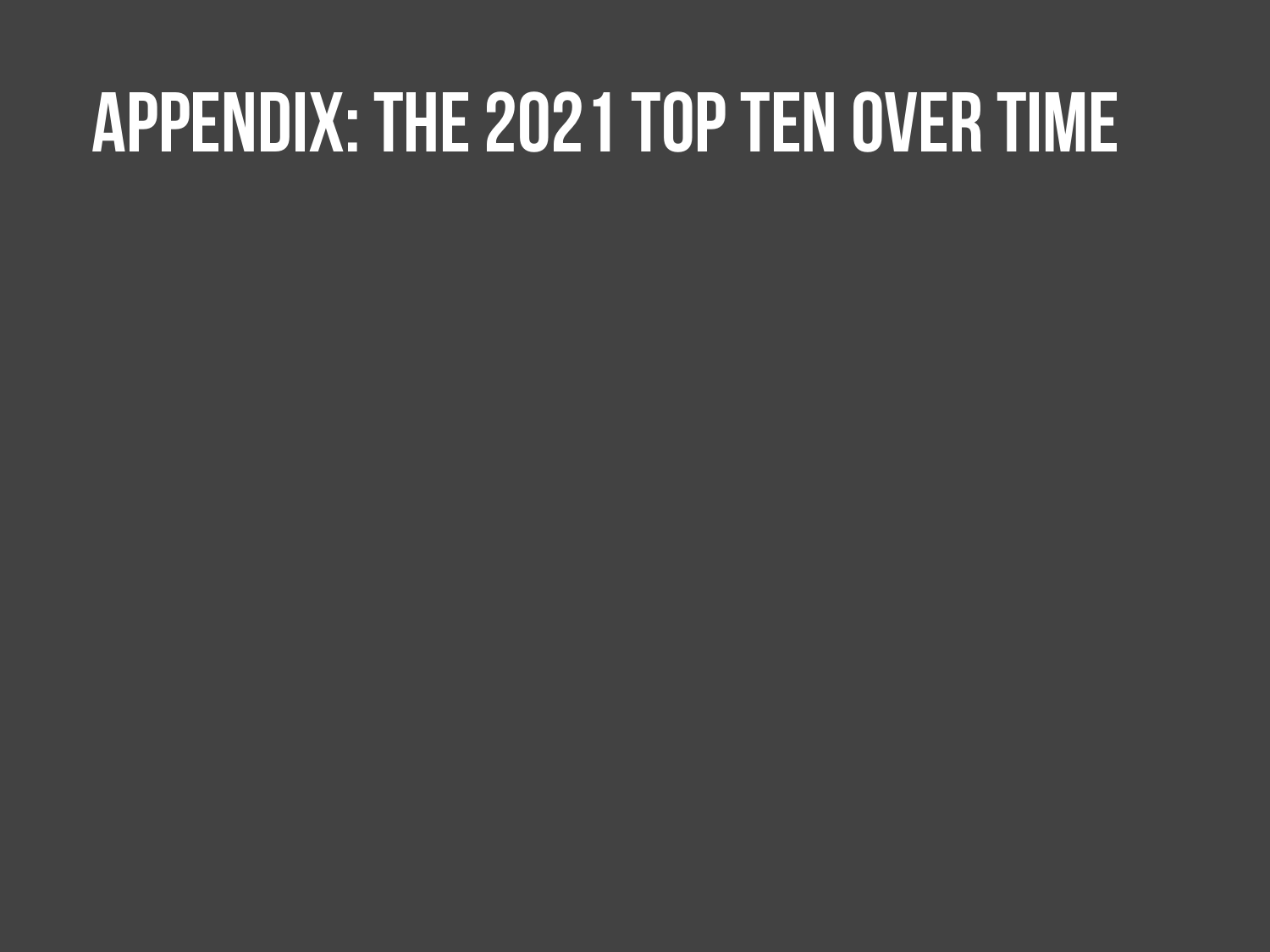# APPENDIX: THE 2021 TOP TEN OVER TIME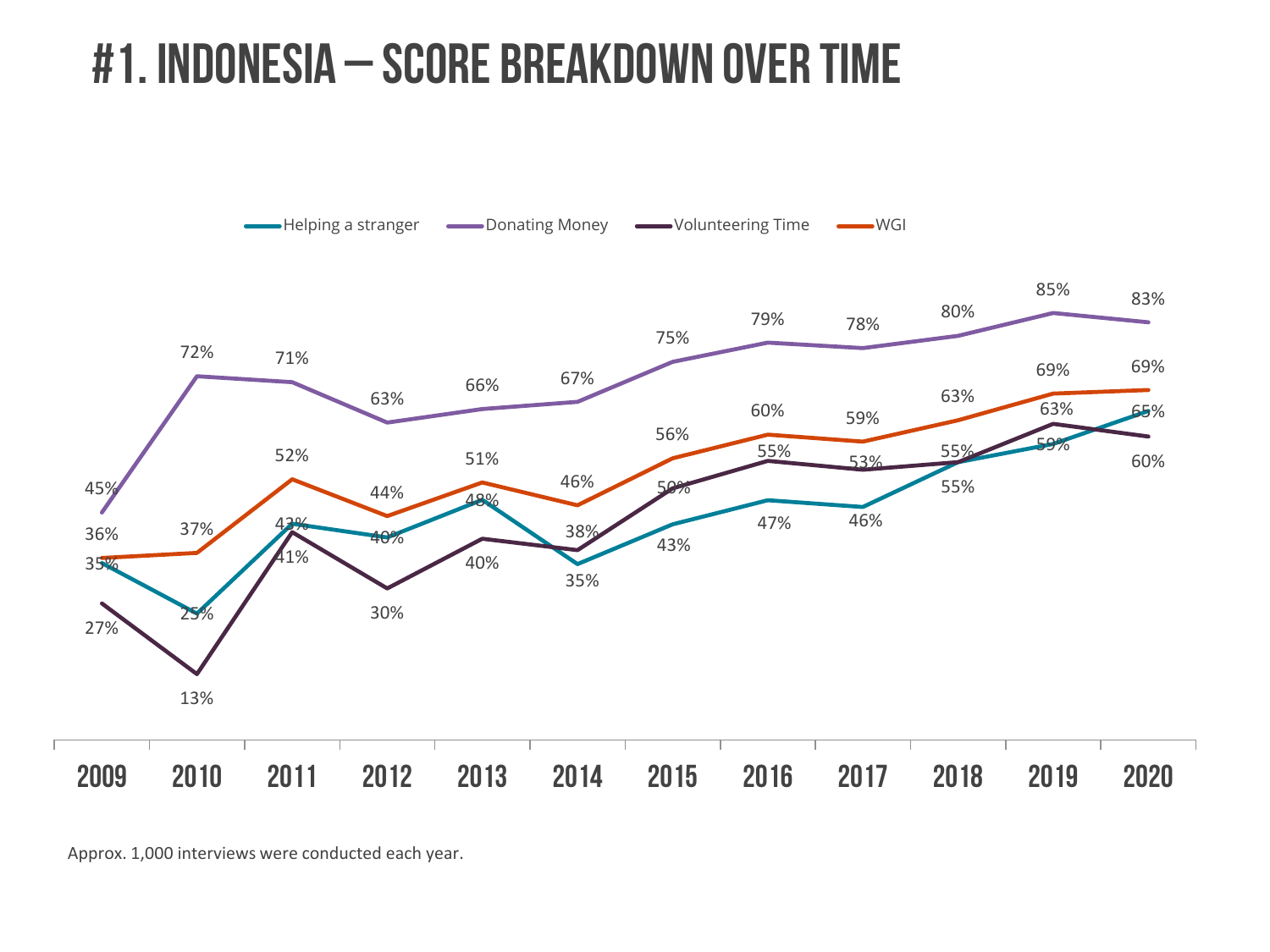# #1. INDONESIA – SCORE BREAKDOWN OVER TIME

| Year | Helping a stranger | Donating Money | Volunteering Time | WGI |
|---|---|---|---|---|
| 2009 | 35% | 45% | 27% | 36% |
| 2010 | 25% | 72% | 13% | 37% |
| 2011 | 43% | 71% | 41% | 52% |
| 2012 | 40% | 63% | 30% | 44% |
| 2013 | 48% | 66% | 40% | 51% |
| 2014 | 35% | 67% | 38% | 46% |
| 2015 | 43% | 75% | 50% | 56% |
| 2016 | 47% | 79% | 55% | 60% |
| 2017 | 46% | 78% | 53% | 59% |
| 2018 | 55% | 80% | 55% | 63% |
| 2019 | 59% | 85% | 63% | 69% |
| 2020 | 65% | 83% | 60% | 69% |

Approx. 1,000 interviews were conducted each year.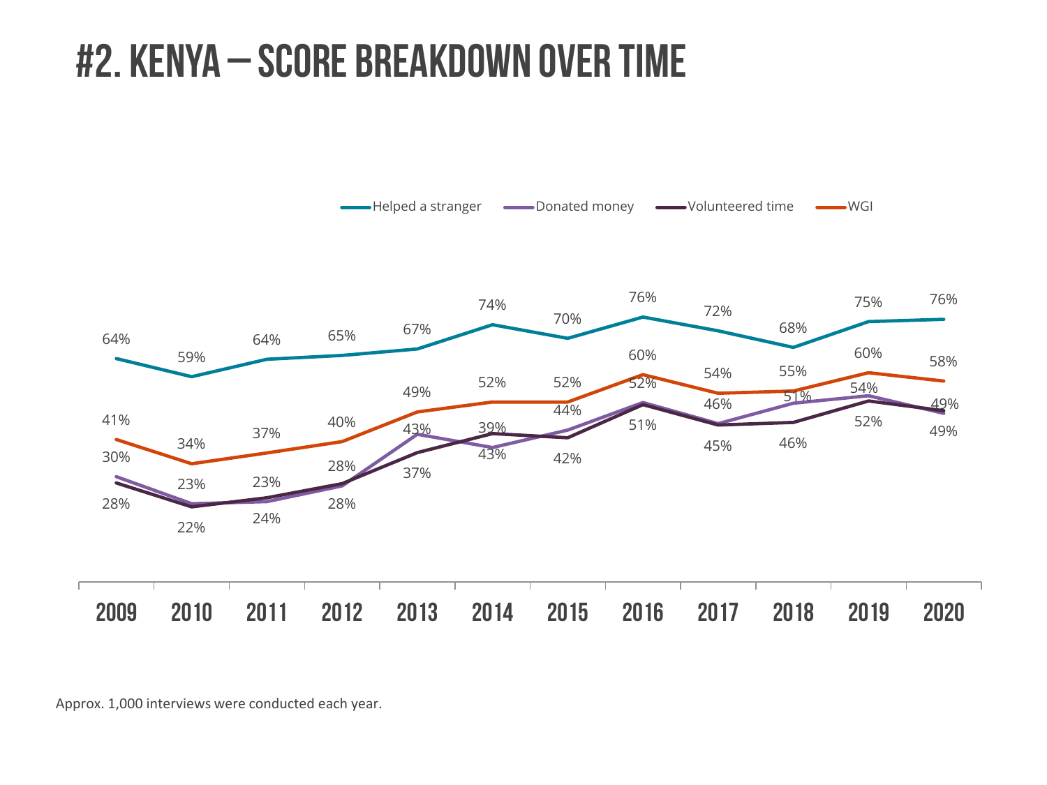# #2. KENYA – SCORE BREAKDOWN OVER TIME

| Year | Helped a stranger | Donated money | Volunteered time | WGI |
|---|---|---|---|---|
| 2009 | 64% | 30% | 28% | 41% |
| 2010 | 59% | 23% | 22% | 34% |
| 2011 | 64% | 23% | 24% | 37% |
| 2012 | 65% | 28% | 28% | 40% |
| 2013 | 67% | 43% | 37% | 49% |
| 2014 | 74% | 39% | 43% | 52% |
| 2015 | 70% | 44% | 42% | 52% |
| 2016 | 76% | 52% | 51% | 60% |
| 2017 | 72% | 46% | 45% | 54% |
| 2018 | 68% | 51% | 46% | 55% |
| 2019 | 75% | 54% | 52% | 60% |
| 2020 | 76% | 49% | 49% | 58% |

Approx. 1,000 interviews were conducted each year.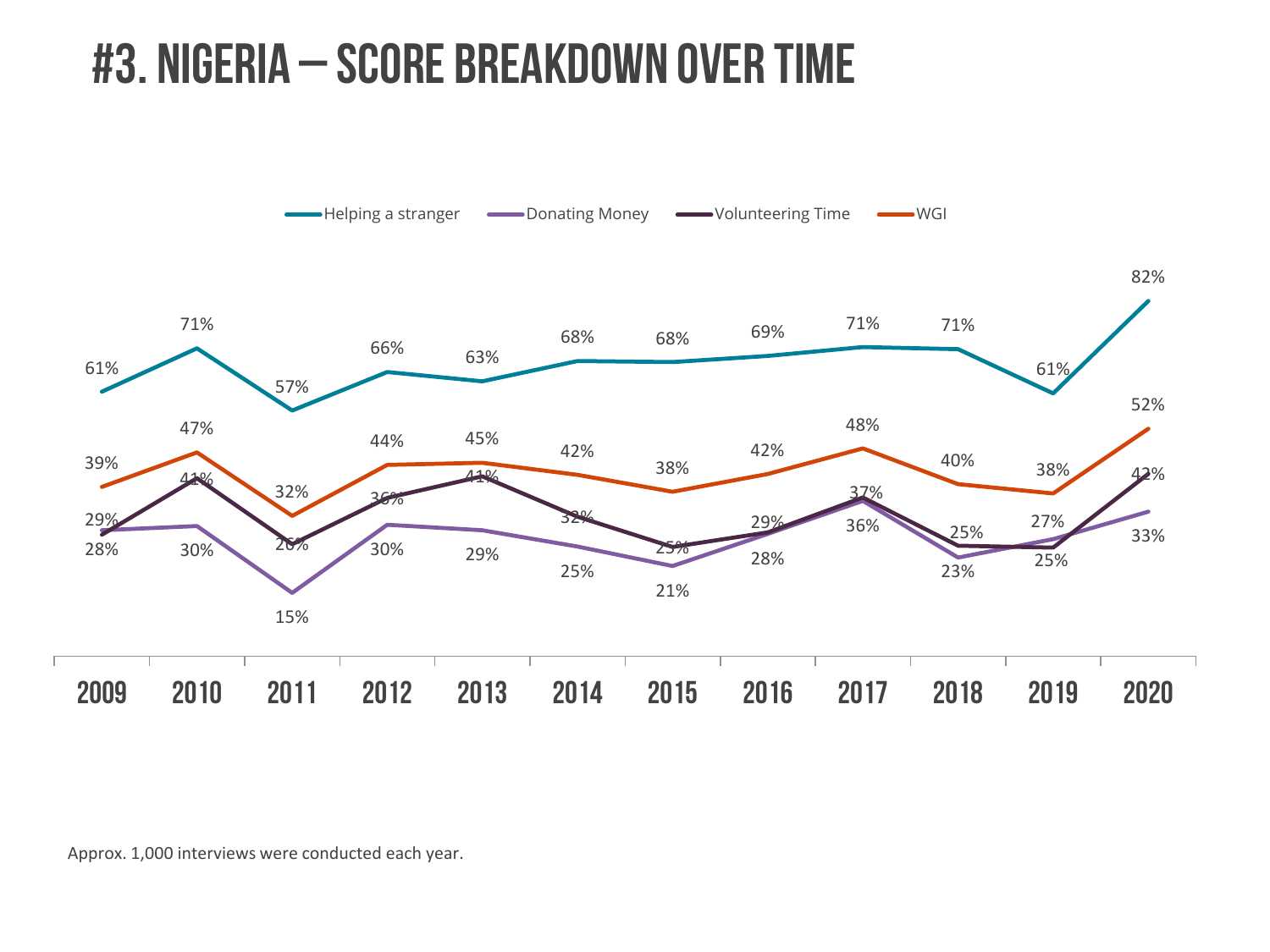# #3. NIGERIA – SCORE BREAKDOWN OVER TIME

| Year | Helping a stranger | Donating Money | Volunteering Time | WGI |
|---|---|---|---|---|
| 2009 | 61% | 29% | 28% | 39% |
| 2010 | 71% | 30% | 41% | 47% |
| 2011 | 57% | 15% | 26% | 32% |
| 2012 | 66% | 30% | 36% | 44% |
| 2013 | 63% | 29% | 41% | 45% |
| 2014 | 68% | 25% | 32% | 42% |
| 2015 | 68% | 21% | 25% | 38% |
| 2016 | 69% | 28% | 29% | 42% |
| 2017 | 71% | 36% | 37% | 48% |
| 2018 | 71% | 23% | 25% | 40% |
| 2019 | 61% | 27% | 25% | 38% |
| 2020 | 82% | 33% | 42% | 52% |

Approx. 1,000 interviews were conducted each year.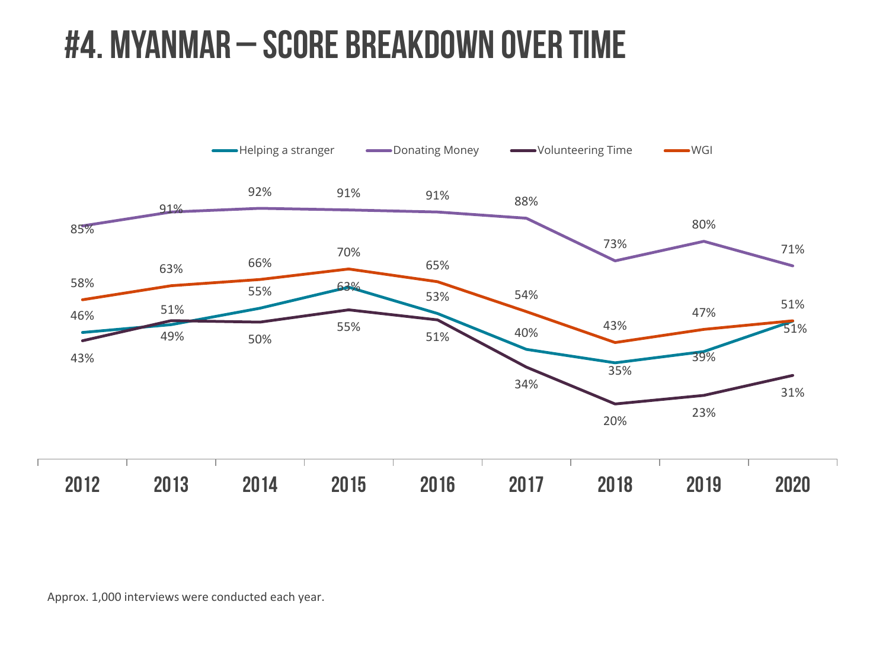# #4. MYANMAR – SCORE BREAKDOWN OVER TIME

| Year | Helping a stranger | Donating Money | Volunteering Time | WGI |
|---|---|---|---|---|
| 2012 | 46% | 85% | 43% | 58% |
| 2013 | 49% | 91% | 51% | 63% |
| 2014 | 55% | 92% | 50% | 66% |
| 2015 | 63% | 91% | 55% | 70% |
| 2016 | 53% | 91% | 51% | 65% |
| 2017 | 40% | 88% | 34% | 54% |
| 2018 | 35% | 73% | 20% | 43% |
| 2019 | 39% | 80% | 23% | 47% |
| 2020 | 51% | 71% | 31% | 51% |

Approx. 1,000 interviews were conducted each year.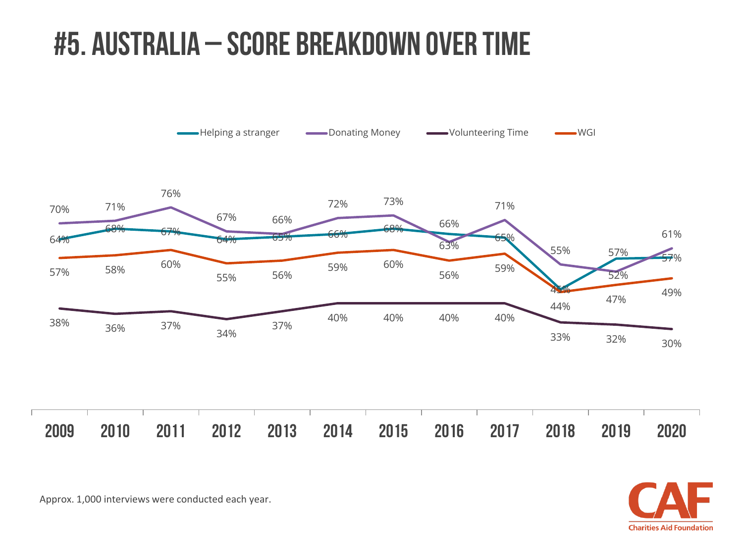# #5. AUSTRALIA – SCORE BREAKDOWN OVER TIME

| Year | Helping a stranger | Donating Money | Volunteering Time | WGI |
|---|---|---|---|---|
| 2009 | 64% | 70% | 38% | 57% |
| 2010 | 68% | 71% | 36% | 58% |
| 2011 | 67% | 76% | 37% | 60% |
| 2012 | 64% | 67% | 34% | 55% |
| 2013 | 65% | 66% | 37% | 56% |
| 2014 | 66% | 72% | 40% | 59% |
| 2015 | 68% | 73% | 40% | 60% |
| 2016 | 66% | 63% | 40% | 56% |
| 2017 | 65% | 71% | 40% | 59% |
| 2018 | 45% | 55% | 33% | 44% |
| 2019 | 57% | 52% | 32% | 47% |
| 2020 | 57% | 61% | 30% | 49% |

Approx. 1,000 interviews were conducted each year.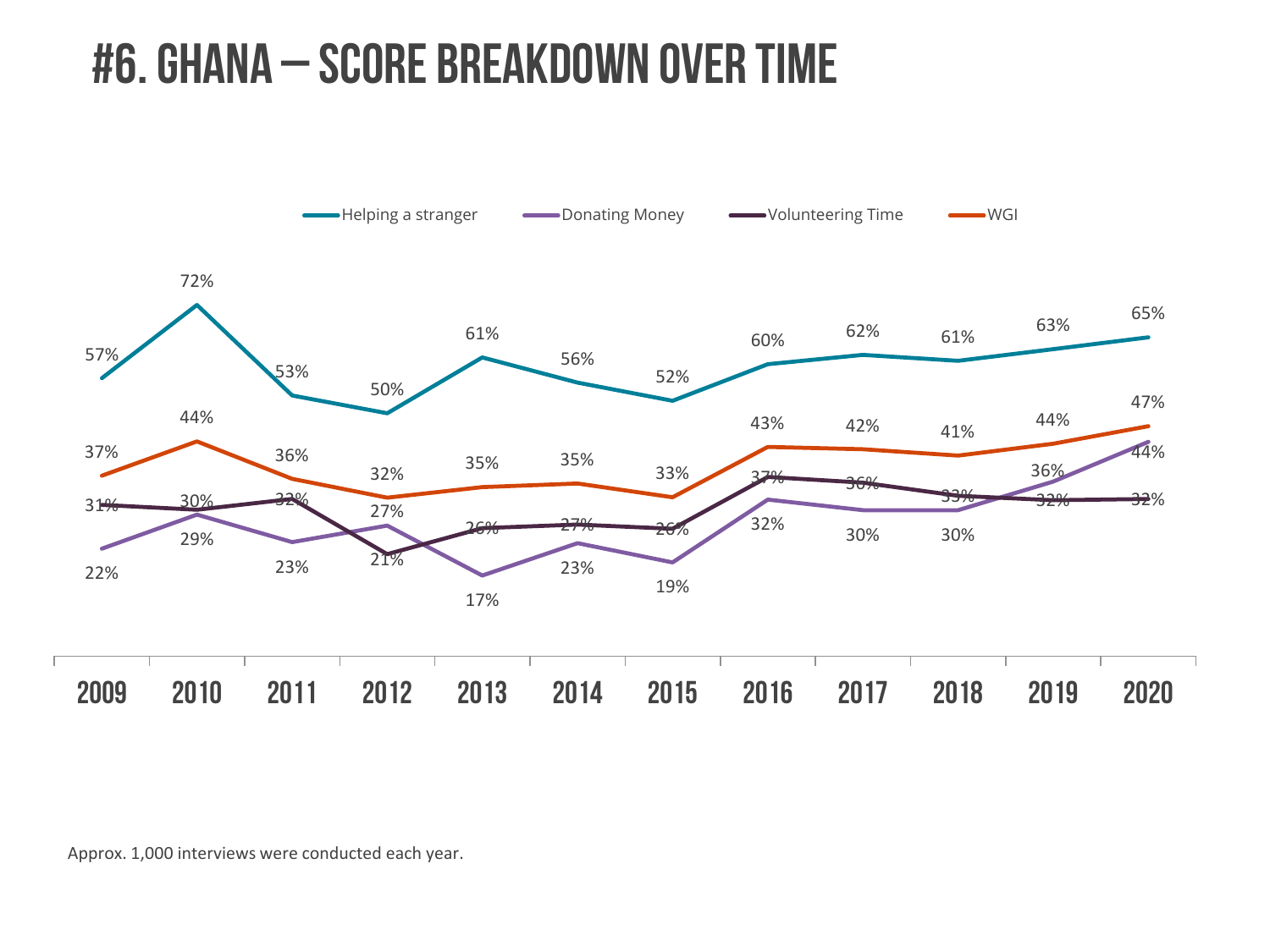# #6. GHANA – SCORE BREAKDOWN OVER TIME

| Year | Helping a stranger | Donating Money | Volunteering Time | WGI |
|---|---|---|---|---|
| 2009 | 57% | 22% | 31% | 37% |
| 2010 | 72% | 29% | 30% | 44% |
| 2011 | 53% | 23% | 32% | 36% |
| 2012 | 50% | 27% | 21% | 32% |
| 2013 | 61% | 17% | 26% | 35% |
| 2014 | 56% | 23% | 27% | 35% |
| 2015 | 52% | 19% | 26% | 33% |
| 2016 | 60% | 32% | 37% | 43% |
| 2017 | 62% | 30% | 36% | 42% |
| 2018 | 61% | 30% | 33% | 41% |
| 2019 | 63% | 36% | 32% | 44% |
| 2020 | 65% | 44% | 32% | 47% |

Approx. 1,000 interviews were conducted each year.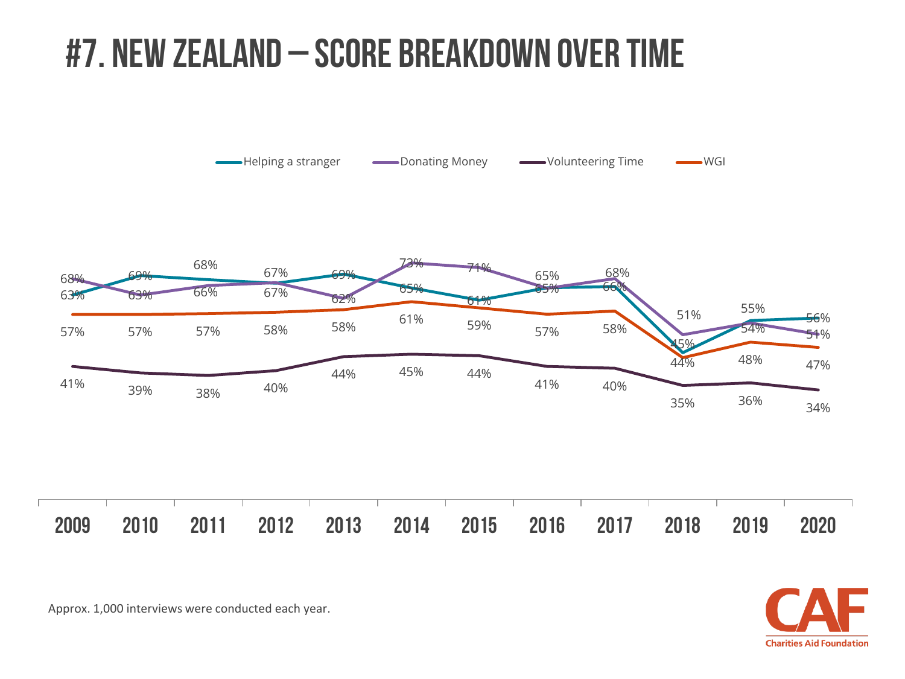# #7. NEW ZEALAND – SCORE BREAKDOWN OVER TIME

| | 2009 | 2010 | 2011 | 2012 | 2013 | 2014 | 2015 | 2016 | 2017 | 2018 | 2019 | 2020 |
|---|---|---|---|---|---|---|---|---|---|---|---|---|
| Helping a stranger | 63% | 69% | 68% | 67% | 69% | 65% | 61% | 65% | 66% | 45% | 55% | 56% |
| Donating Money | 68% | 63% | 66% | 67% | 62% | 73% | 71% | 65% | 68% | 51% | 54% | 51% |
| Volunteering Time | 41% | 39% | 38% | 40% | 44% | 45% | 44% | 41% | 40% | 35% | 36% | 34% |
| WGI | 57% | 57% | 57% | 58% | 58% | 61% | 59% | 57% | 58% | 44% | 48% | 47% |

Approx. 1,000 interviews were conducted each year.

CAF Charities Aid Foundation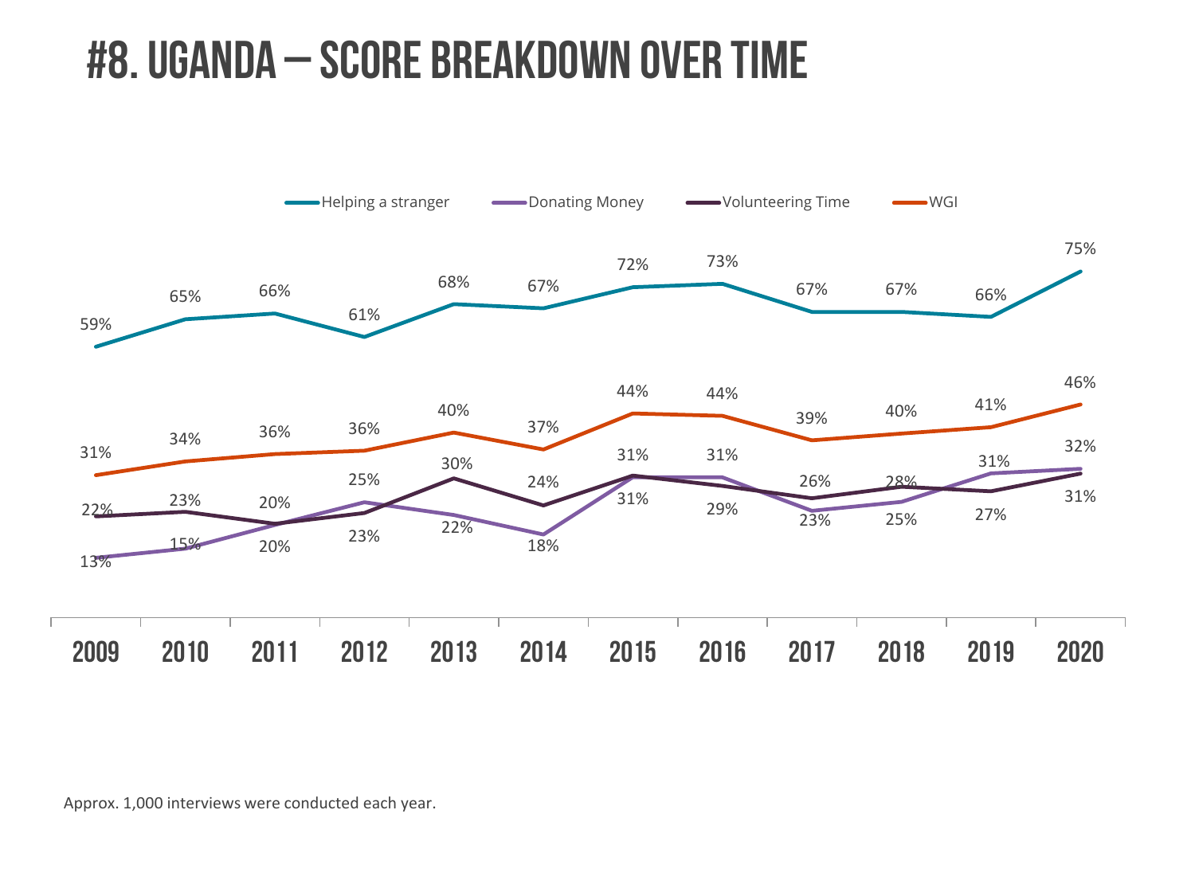# #8. Uganda – Score Breakdown Over Time

| Year | Helping a stranger | Donating Money | Volunteering Time | WGI |
|---|---|---|---|---|
| 2009 | 59% | 13% | 22% | 31% |
| 2010 | 65% | 15% | 23% | 34% |
| 2011 | 66% | 20% | 20% | 36% |
| 2012 | 61% | 25% | 23% | 36% |
| 2013 | 68% | 22% | 30% | 40% |
| 2014 | 67% | 18% | 24% | 37% |
| 2015 | 72% | 31% | 31% | 44% |
| 2016 | 73% | 31% | 29% | 44% |
| 2017 | 67% | 23% | 26% | 39% |
| 2018 | 67% | 25% | 28% | 40% |
| 2019 | 66% | 31% | 27% | 41% |
| 2020 | 75% | 32% | 31% | 46% |

Approx. 1,000 interviews were conducted each year.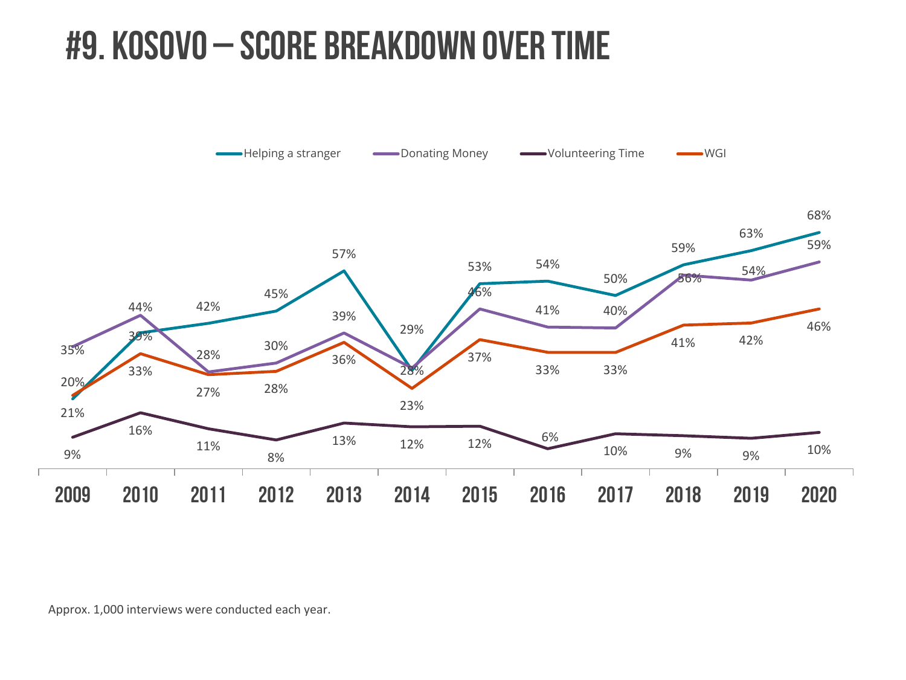# #9. KOSOVO – SCORE BREAKDOWN OVER TIME

| | 2009 | 2010 | 2011 | 2012 | 2013 | 2014 | 2015 | 2016 | 2017 | 2018 | 2019 | 2020 |
|---|---|---|---|---|---|---|---|---|---|---|---|---|
| Helping a stranger | 21% | 39% | 42% | 45% | 57% | 28% | 53% | 54% | 50% | 59% | 63% | 68% |
| Donating Money | 35% | 44% | 28% | 30% | 39% | 29% | 46% | 41% | 40% | 56% | 54% | 59% |
| Volunteering Time | 9% | 16% | 11% | 8% | 13% | 12% | 12% | 6% | 10% | 9% | 9% | 10% |
| WGI | 20% | 33% | 27% | 28% | 36% | 23% | 37% | 33% | 33% | 41% | 42% | 46% |

Approx. 1,000 interviews were conducted each year.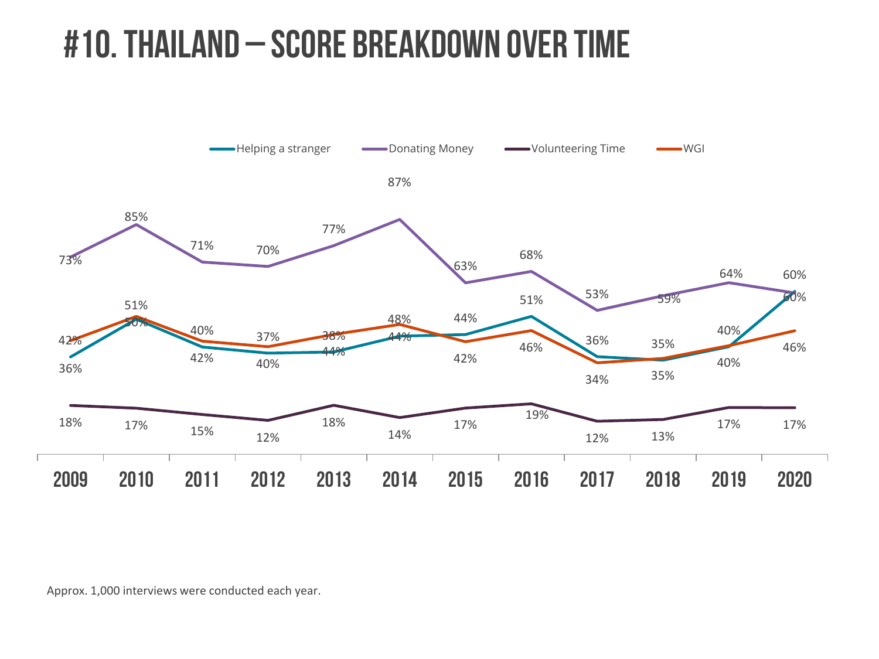# #10. THAILAND – SCORE BREAKDOWN OVER TIME

Helping a stranger
Donating Money
Volunteering Time
WGI

87%
85%
77%
73%
71%
70%
68%
64%
63%
60%
53%
59%
60%
51%
50%
51%
48%
44%
44%
42%
40%
37%
38%
44%
36%
35%
40%
42%
40%
42%
46%
34%
35%
40%
46%
36%
18%
17%
15%
12%
18%
14%
17%
19%
12%
13%
17%
17%

2009
2010
2011
2012
2013
2014
2015
2016
2017
2018
2019
2020

Approx. 1,000 interviews were conducted each year.